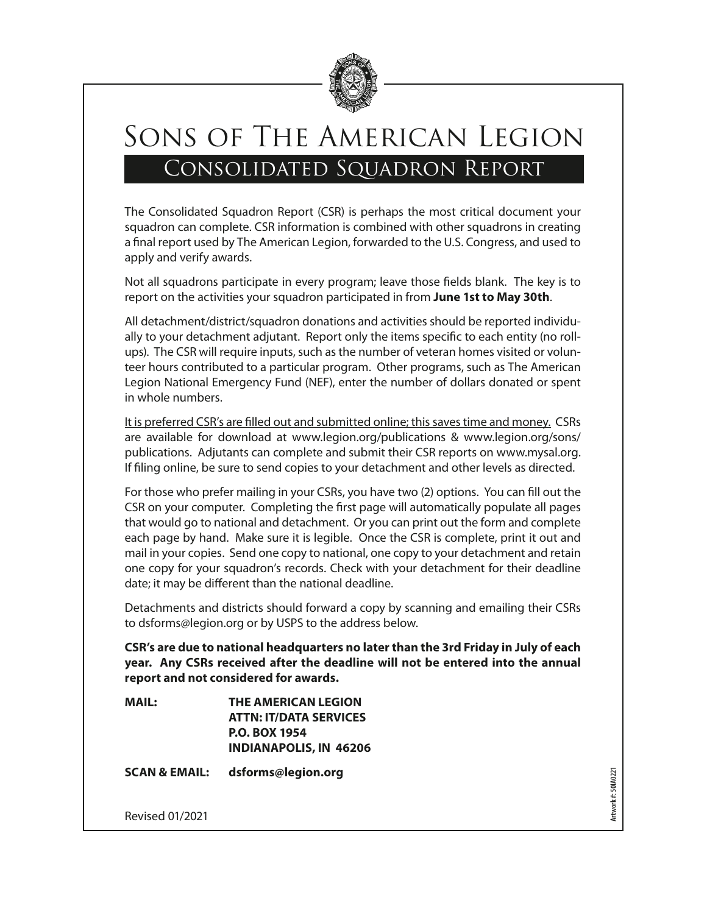# Sons of The American Legion

## Consolidated Squadron Report

The Consolidated Squadron Report (CSR) is perhaps the most critical document your squadron can complete. CSR information is combined with other squadrons in creating a final report used by The American Legion, forwarded to the U.S. Congress, and used to apply and verify awards.

Not all squadrons participate in every program; leave those fields blank. The key is to report on the activities your squadron participated in from **June 1st to May 30th**.

All detachment/district/squadron donations and activities should be reported individually to your detachment adjutant. Report only the items specific to each entity (no roll-ups). The CSR will require inputs, such as the number of veteran homes visited or volunteer hours contributed to a particular program. Other programs, such as The American Legion National Emergency Fund (NEF), enter the number of dollars donated or spent in whole numbers.

<u>It is preferred CSR's are filled out and submitted online; this saves time and money.</u> CSRs are available for download at www.legion.org/publications & www.legion.org/sons/publications. Adjutants can complete and submit their CSR reports on www.mysal.org. If filing online, be sure to send copies to your detachment and other levels as directed.

For those who prefer mailing in your CSRs, you have two (2) options. You can fill out the CSR on your computer. Completing the first page will automatically populate all pages that would go to national and detachment. Or you can print out the form and complete each page by hand. Make sure it is legible. Once the CSR is complete, print it out and mail in your copies. Send one copy to national, one copy to your detachment and retain one copy for your squadron's records. Check with your detachment for their deadline date; it may be different than the national deadline.

Detachments and districts should forward a copy by scanning and emailing their CSRs to dsforms@legion.org or by USPS to the address below.

**CSR's are due to national headquarters no later than the 3rd Friday in July of each year. Any CSRs received after the deadline will not be entered into the annual report and not considered for awards.**

**MAIL:** **THE AMERICAN LEGION**
**ATTN: IT/DATA SERVICES**
**P.O. BOX 1954**
**INDIANAPOLIS, IN 46206**

**SCAN & EMAIL:** **dsforms@legion.org**

Revised 01/2021

Artwork #: 50IA0221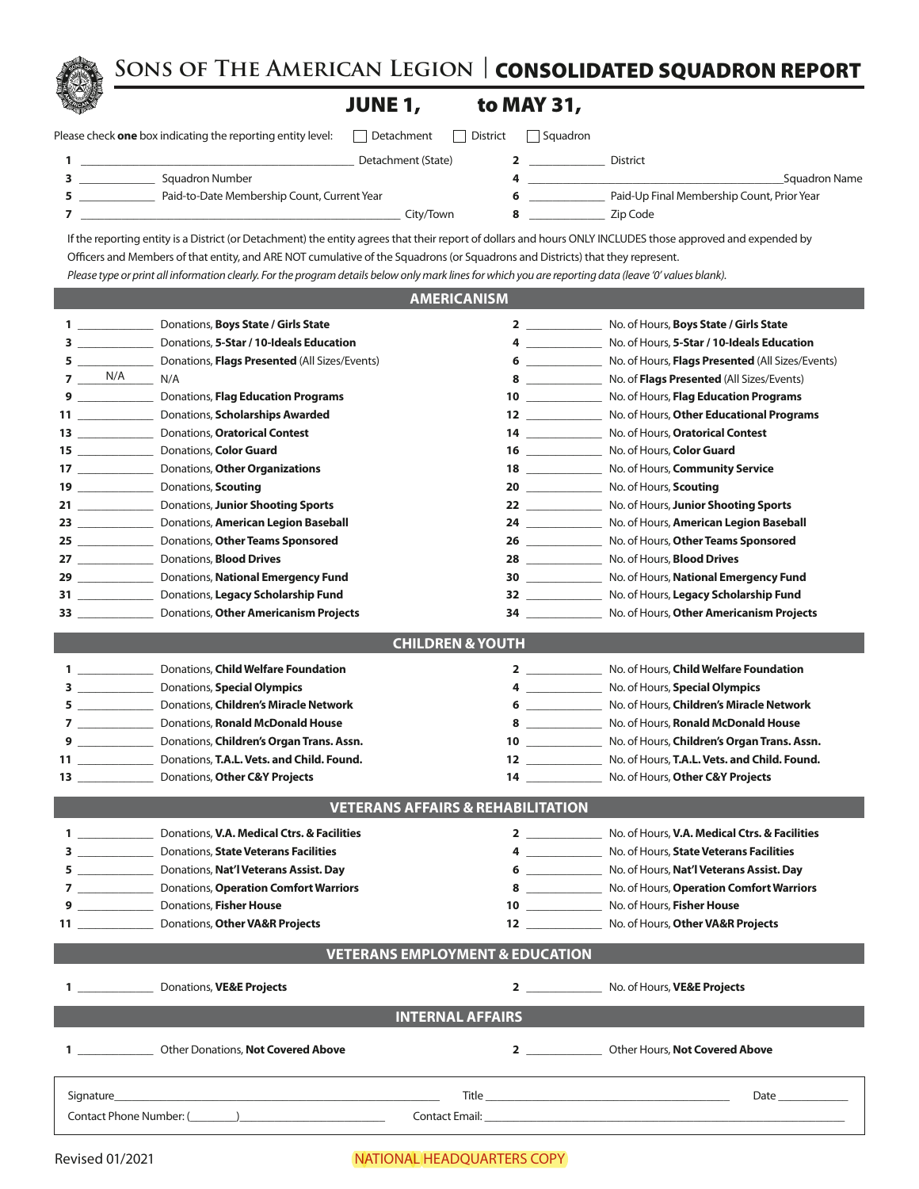# Sons of The American Legion | CONSOLIDATED SQUADRON REPORT

## JUNE 1, to MAY 31,

Please check **one** box indicating the reporting entity level: ☐ Detachment ☐ District ☐ Squadron

| | | | | | |
|---|---|---|---|---|---|
| 1 | ______ | Detachment (State) | 2 | ______ | District |
| 3 | ______ | Squadron Number | 4 | ______ | Squadron Name |
| 5 | ______ | Paid-to-Date Membership Count, Current Year | 6 | ______ | Paid-Up Final Membership Count, Prior Year |
| 7 | ______ | City/Town | 8 | ______ | Zip Code |

If the reporting entity is a District (or Detachment) the entity agrees that their report of dollars and hours ONLY INCLUDES those approved and expended by Officers and Members of that entity, and ARE NOT cumulative of the Squadrons (or Squadrons and Districts) that they represent.

*Please type or print all information clearly. For the program details below only mark lines for which you are reporting data (leave '0' values blank).*

## AMERICANISM

| | | | | | |
|---|---|---|---|---|---|
| 1 | ______ | Donations, **Boys State / Girls State** | 2 | ______ | No. of Hours, **Boys State / Girls State** |
| 3 | ______ | Donations, **5-Star / 10-Ideals Education** | 4 | ______ | No. of Hours, **5-Star / 10-Ideals Education** |
| 5 | ______ | Donations, **Flags Presented** (All Sizes/Events) | 6 | ______ | No. of Hours, **Flags Presented** (All Sizes/Events) |
| 7 | N/A | N/A | 8 | ______ | No. of **Flags Presented** (All Sizes/Events) |
| 9 | ______ | Donations, **Flag Education Programs** | 10 | ______ | No. of Hours, **Flag Education Programs** |
| 11 | ______ | Donations, **Scholarships Awarded** | 12 | ______ | No. of Hours, **Other Educational Programs** |
| 13 | ______ | Donations, **Oratorical Contest** | 14 | ______ | No. of Hours, **Oratorical Contest** |
| 15 | ______ | Donations, **Color Guard** | 16 | ______ | No. of Hours, **Color Guard** |
| 17 | ______ | Donations, **Other Organizations** | 18 | ______ | No. of Hours, **Community Service** |
| 19 | ______ | Donations, **Scouting** | 20 | ______ | No. of Hours, **Scouting** |
| 21 | ______ | Donations, **Junior Shooting Sports** | 22 | ______ | No. of Hours, **Junior Shooting Sports** |
| 23 | ______ | Donations, **American Legion Baseball** | 24 | ______ | No. of Hours, **American Legion Baseball** |
| 25 | ______ | Donations, **Other Teams Sponsored** | 26 | ______ | No. of Hours, **Other Teams Sponsored** |
| 27 | ______ | Donations, **Blood Drives** | 28 | ______ | No. of Hours, **Blood Drives** |
| 29 | ______ | Donations, **National Emergency Fund** | 30 | ______ | No. of Hours, **National Emergency Fund** |
| 31 | ______ | Donations, **Legacy Scholarship Fund** | 32 | ______ | No. of Hours, **Legacy Scholarship Fund** |
| 33 | ______ | Donations, **Other Americanism Projects** | 34 | ______ | No. of Hours, **Other Americanism Projects** |

## CHILDREN & YOUTH

| | | | | | |
|---|---|---|---|---|---|
| 1 | ______ | Donations, **Child Welfare Foundation** | 2 | ______ | No. of Hours, **Child Welfare Foundation** |
| 3 | ______ | Donations, **Special Olympics** | 4 | ______ | No. of Hours, **Special Olympics** |
| 5 | ______ | Donations, **Children's Miracle Network** | 6 | ______ | No. of Hours, **Children's Miracle Network** |
| 7 | ______ | Donations, **Ronald McDonald House** | 8 | ______ | No. of Hours, **Ronald McDonald House** |
| 9 | ______ | Donations, **Children's Organ Trans. Assn.** | 10 | ______ | No. of Hours, **Children's Organ Trans. Assn.** |
| 11 | ______ | Donations, **T.A.L. Vets. and Child. Found.** | 12 | ______ | No. of Hours, **T.A.L. Vets. and Child. Found.** |
| 13 | ______ | Donations, **Other C&Y Projects** | 14 | ______ | No. of Hours, **Other C&Y Projects** |

## VETERANS AFFAIRS & REHABILITATION

| | | | | | |
|---|---|---|---|---|---|
| 1 | ______ | Donations, **V.A. Medical Ctrs. & Facilities** | 2 | ______ | No. of Hours, **V.A. Medical Ctrs. & Facilities** |
| 3 | ______ | Donations, **State Veterans Facilities** | 4 | ______ | No. of Hours, **State Veterans Facilities** |
| 5 | ______ | Donations, **Nat'l Veterans Assist. Day** | 6 | ______ | No. of Hours, **Nat'l Veterans Assist. Day** |
| 7 | ______ | Donations, **Operation Comfort Warriors** | 8 | ______ | No. of Hours, **Operation Comfort Warriors** |
| 9 | ______ | Donations, **Fisher House** | 10 | ______ | No. of Hours, **Fisher House** |
| 11 | ______ | Donations, **Other VA&R Projects** | 12 | ______ | No. of Hours, **Other VA&R Projects** |

## VETERANS EMPLOYMENT & EDUCATION

| | | | | | |
|---|---|---|---|---|---|
| 1 | ______ | Donations, **VE&E Projects** | 2 | ______ | No. of Hours, **VE&E Projects** |

## INTERNAL AFFAIRS

| | | | | | |
|---|---|---|---|---|---|
| 1 | ______ | Other Donations, **Not Covered Above** | 2 | ______ | Other Hours, **Not Covered Above** |

Signature________________________ Title________________________ Date__________

Contact Phone Number: (______)________________ Contact Email: ________________________

Revised 01/2021

NATIONAL HEADQUARTERS COPY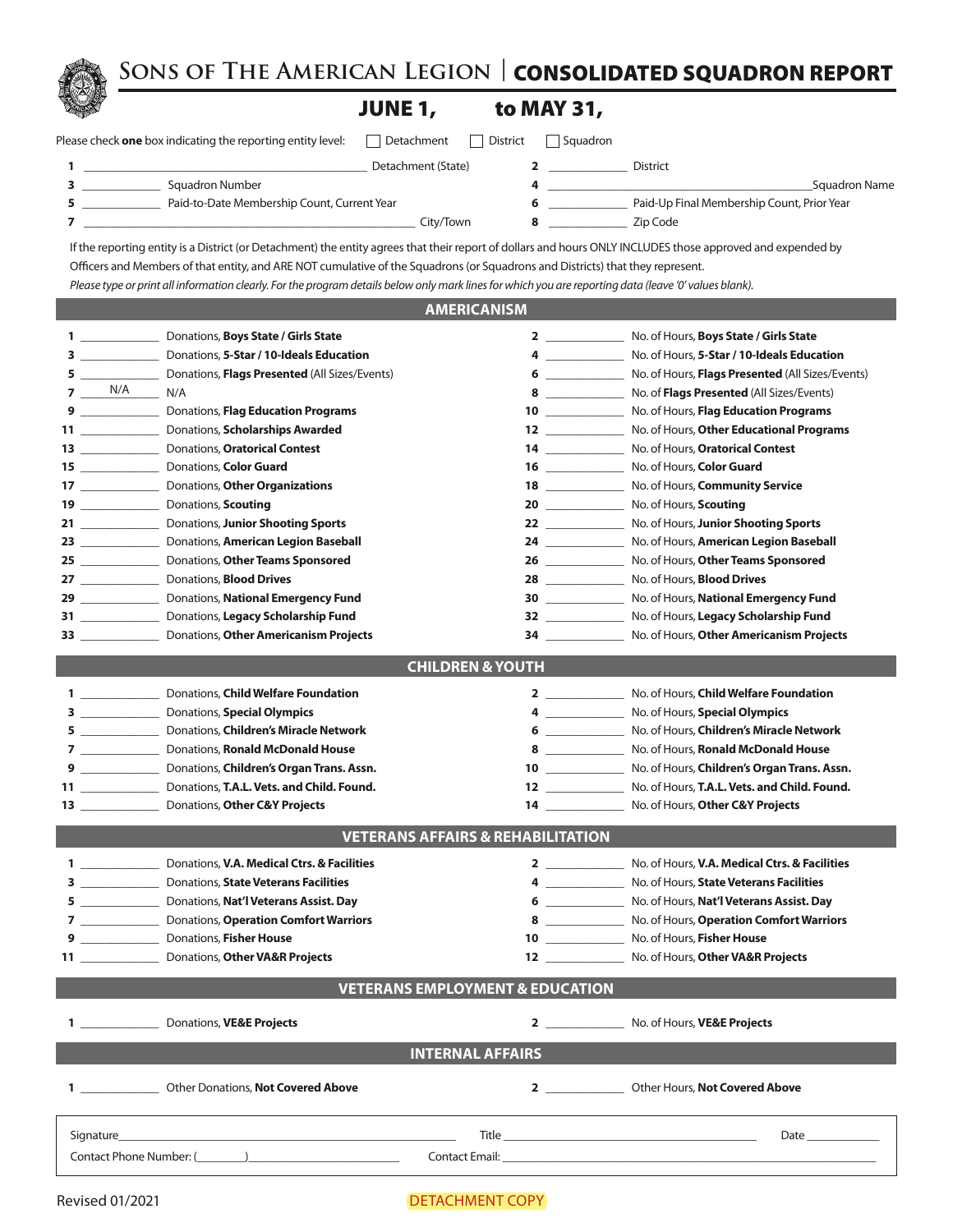# Sons of The American Legion | CONSOLIDATED SQUADRON REPORT

## JUNE 1, ______ to MAY 31, ______

Please check **one** box indicating the reporting entity level: ☐ Detachment ☐ District ☐ Squadron

**1** ______________________ Detachment (State) **2** ____________ District

**3** ____________ Squadron Number **4** ______________________ Squadron Name

**5** ____________ Paid-to-Date Membership Count, Current Year **6** ____________ Paid-Up Final Membership Count, Prior Year

**7** ______________________ City/Town **8** ____________ Zip Code

If the reporting entity is a District (or Detachment) the entity agrees that their report of dollars and hours ONLY INCLUDES those approved and expended by Officers and Members of that entity, and ARE NOT cumulative of the Squadrons (or Squadrons and Districts) that they represent.

*Please type or print all information clearly. For the program details below only mark lines for which you are reporting data (leave '0' values blank).*

## AMERICANISM

| # | Value | Item | # | Value | Item |
|---|---|---|---|---|---|
| 1 | | Donations, **Boys State / Girls State** | 2 | | No. of Hours, **Boys State / Girls State** |
| 3 | | Donations, **5-Star / 10-Ideals Education** | 4 | | No. of Hours, **5-Star / 10-Ideals Education** |
| 5 | | Donations, **Flags Presented** (All Sizes/Events) | 6 | | No. of Hours, **Flags Presented** (All Sizes/Events) |
| 7 | N/A | N/A | 8 | | No. of **Flags Presented** (All Sizes/Events) |
| 9 | | Donations, **Flag Education Programs** | 10 | | No. of Hours, **Flag Education Programs** |
| 11 | | Donations, **Scholarships Awarded** | 12 | | No. of Hours, **Other Educational Programs** |
| 13 | | Donations, **Oratorical Contest** | 14 | | No. of Hours, **Oratorical Contest** |
| 15 | | Donations, **Color Guard** | 16 | | No. of Hours, **Color Guard** |
| 17 | | Donations, **Other Organizations** | 18 | | No. of Hours, **Community Service** |
| 19 | | Donations, **Scouting** | 20 | | No. of Hours, **Scouting** |
| 21 | | Donations, **Junior Shooting Sports** | 22 | | No. of Hours, **Junior Shooting Sports** |
| 23 | | Donations, **American Legion Baseball** | 24 | | No. of Hours, **American Legion Baseball** |
| 25 | | Donations, **Other Teams Sponsored** | 26 | | No. of Hours, **Other Teams Sponsored** |
| 27 | | Donations, **Blood Drives** | 28 | | No. of Hours, **Blood Drives** |
| 29 | | Donations, **National Emergency Fund** | 30 | | No. of Hours, **National Emergency Fund** |
| 31 | | Donations, **Legacy Scholarship Fund** | 32 | | No. of Hours, **Legacy Scholarship Fund** |
| 33 | | Donations, **Other Americanism Projects** | 34 | | No. of Hours, **Other Americanism Projects** |

## CHILDREN & YOUTH

| # | Value | Item | # | Value | Item |
|---|---|---|---|---|---|
| 1 | | Donations, **Child Welfare Foundation** | 2 | | No. of Hours, **Child Welfare Foundation** |
| 3 | | Donations, **Special Olympics** | 4 | | No. of Hours, **Special Olympics** |
| 5 | | Donations, **Children's Miracle Network** | 6 | | No. of Hours, **Children's Miracle Network** |
| 7 | | Donations, **Ronald McDonald House** | 8 | | No. of Hours, **Ronald McDonald House** |
| 9 | | Donations, **Children's Organ Trans. Assn.** | 10 | | No. of Hours, **Children's Organ Trans. Assn.** |
| 11 | | Donations, **T.A.L. Vets. and Child. Found.** | 12 | | No. of Hours, **T.A.L. Vets. and Child. Found.** |
| 13 | | Donations, **Other C&Y Projects** | 14 | | No. of Hours, **Other C&Y Projects** |

## VETERANS AFFAIRS & REHABILITATION

| # | Value | Item | # | Value | Item |
|---|---|---|---|---|---|
| 1 | | Donations, **V.A. Medical Ctrs. & Facilities** | 2 | | No. of Hours, **V.A. Medical Ctrs. & Facilities** |
| 3 | | Donations, **State Veterans Facilities** | 4 | | No. of Hours, **State Veterans Facilities** |
| 5 | | Donations, **Nat'l Veterans Assist. Day** | 6 | | No. of Hours, **Nat'l Veterans Assist. Day** |
| 7 | | Donations, **Operation Comfort Warriors** | 8 | | No. of Hours, **Operation Comfort Warriors** |
| 9 | | Donations, **Fisher House** | 10 | | No. of Hours, **Fisher House** |
| 11 | | Donations, **Other VA&R Projects** | 12 | | No. of Hours, **Other VA&R Projects** |

## VETERANS EMPLOYMENT & EDUCATION

| # | Value | Item | # | Value | Item |
|---|---|---|---|---|---|
| 1 | | Donations, **VE&E Projects** | 2 | | No. of Hours, **VE&E Projects** |

## INTERNAL AFFAIRS

| # | Value | Item | # | Value | Item |
|---|---|---|---|---|---|
| 1 | | Other Donations, **Not Covered Above** | 2 | | Other Hours, **Not Covered Above** |

Signature______________________ Title______________________ Date ____________

Contact Phone Number: (________)____________________ Contact Email: ______________________

Revised 01/2021

DETACHMENT COPY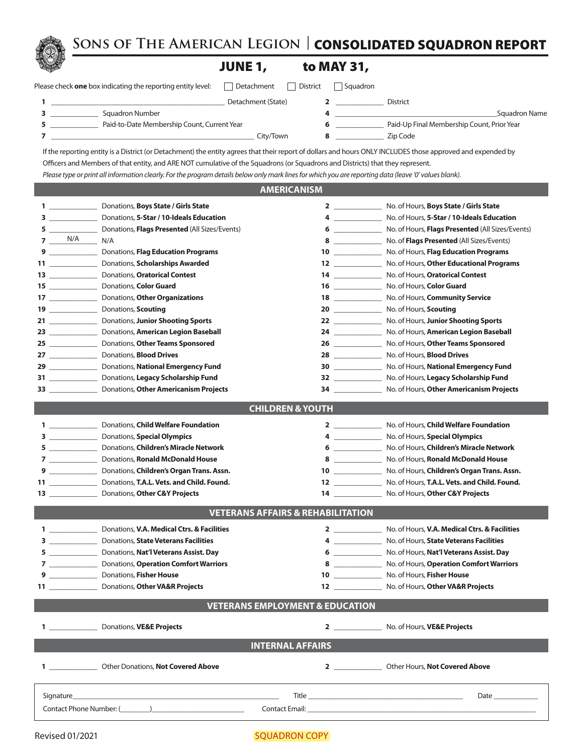# Sons of The American Legion | CONSOLIDATED SQUADRON REPORT

## JUNE 1, ______ to MAY 31, ______

Please check **one** box indicating the reporting entity level: ☐ Detachment ☐ District ☐ Squadron

**1** ______________________ Detachment (State)

**2** ____________ District

**3** ____________ Squadron Number

**4** ______________________ Squadron Name

**5** ____________ Paid-to-Date Membership Count, Current Year

**6** ____________ Paid-Up Final Membership Count, Prior Year

**7** ______________________ City/Town

**8** ____________ Zip Code

If the reporting entity is a District (or Detachment) the entity agrees that their report of dollars and hours ONLY INCLUDES those approved and expended by Officers and Members of that entity, and ARE NOT cumulative of the Squadrons (or Squadrons and Districts) that they represent.

*Please type or print all information clearly. For the program details below only mark lines for which you are reporting data (leave '0' values blank).*

## AMERICANISM

| | | | | | |
|---|---|---|---|---|---|
| **1** | ____________ | Donations, **Boys State / Girls State** | **2** | ____________ | No. of Hours, **Boys State / Girls State** |
| **3** | ____________ | Donations, **5-Star / 10-Ideals Education** | **4** | ____________ | No. of Hours, **5-Star / 10-Ideals Education** |
| **5** | ____________ | Donations, **Flags Presented** (All Sizes/Events) | **6** | ____________ | No. of Hours, **Flags Presented** (All Sizes/Events) |
| **7** | N/A | N/A | **8** | ____________ | No. of **Flags Presented** (All Sizes/Events) |
| **9** | ____________ | Donations, **Flag Education Programs** | **10** | ____________ | No. of Hours, **Flag Education Programs** |
| **11** | ____________ | Donations, **Scholarships Awarded** | **12** | ____________ | No. of Hours, **Other Educational Programs** |
| **13** | ____________ | Donations, **Oratorical Contest** | **14** | ____________ | No. of Hours, **Oratorical Contest** |
| **15** | ____________ | Donations, **Color Guard** | **16** | ____________ | No. of Hours, **Color Guard** |
| **17** | ____________ | Donations, **Other Organizations** | **18** | ____________ | No. of Hours, **Community Service** |
| **19** | ____________ | Donations, **Scouting** | **20** | ____________ | No. of Hours, **Scouting** |
| **21** | ____________ | Donations, **Junior Shooting Sports** | **22** | ____________ | No. of Hours, **Junior Shooting Sports** |
| **23** | ____________ | Donations, **American Legion Baseball** | **24** | ____________ | No. of Hours, **American Legion Baseball** |
| **25** | ____________ | Donations, **Other Teams Sponsored** | **26** | ____________ | No. of Hours, **Other Teams Sponsored** |
| **27** | ____________ | Donations, **Blood Drives** | **28** | ____________ | No. of Hours, **Blood Drives** |
| **29** | ____________ | Donations, **National Emergency Fund** | **30** | ____________ | No. of Hours, **National Emergency Fund** |
| **31** | ____________ | Donations, **Legacy Scholarship Fund** | **32** | ____________ | No. of Hours, **Legacy Scholarship Fund** |
| **33** | ____________ | Donations, **Other Americanism Projects** | **34** | ____________ | No. of Hours, **Other Americanism Projects** |

## CHILDREN & YOUTH

| | | | | | |
|---|---|---|---|---|---|
| **1** | ____________ | Donations, **Child Welfare Foundation** | **2** | ____________ | No. of Hours, **Child Welfare Foundation** |
| **3** | ____________ | Donations, **Special Olympics** | **4** | ____________ | No. of Hours, **Special Olympics** |
| **5** | ____________ | Donations, **Children's Miracle Network** | **6** | ____________ | No. of Hours, **Children's Miracle Network** |
| **7** | ____________ | Donations, **Ronald McDonald House** | **8** | ____________ | No. of Hours, **Ronald McDonald House** |
| **9** | ____________ | Donations, **Children's Organ Trans. Assn.** | **10** | ____________ | No. of Hours, **Children's Organ Trans. Assn.** |
| **11** | ____________ | Donations, **T.A.L. Vets. and Child. Found.** | **12** | ____________ | No. of Hours, **T.A.L. Vets. and Child. Found.** |
| **13** | ____________ | Donations, **Other C&Y Projects** | **14** | ____________ | No. of Hours, **Other C&Y Projects** |

## VETERANS AFFAIRS & REHABILITATION

| | | | | | |
|---|---|---|---|---|---|
| **1** | ____________ | Donations, **V.A. Medical Ctrs. & Facilities** | **2** | ____________ | No. of Hours, **V.A. Medical Ctrs. & Facilities** |
| **3** | ____________ | Donations, **State Veterans Facilities** | **4** | ____________ | No. of Hours, **State Veterans Facilities** |
| **5** | ____________ | Donations, **Nat'l Veterans Assist. Day** | **6** | ____________ | No. of Hours, **Nat'l Veterans Assist. Day** |
| **7** | ____________ | Donations, **Operation Comfort Warriors** | **8** | ____________ | No. of Hours, **Operation Comfort Warriors** |
| **9** | ____________ | Donations, **Fisher House** | **10** | ____________ | No. of Hours, **Fisher House** |
| **11** | ____________ | Donations, **Other VA&R Projects** | **12** | ____________ | No. of Hours, **Other VA&R Projects** |

## VETERANS EMPLOYMENT & EDUCATION

| | | | | | |
|---|---|---|---|---|---|
| **1** | ____________ | Donations, **VE&E Projects** | **2** | ____________ | No. of Hours, **VE&E Projects** |

## INTERNAL AFFAIRS

| | | | | | |
|---|---|---|---|---|---|
| **1** | ____________ | Other Donations, **Not Covered Above** | **2** | ____________ | Other Hours, **Not Covered Above** |

Signature______________________ Title ______________________ Date ____________

Contact Phone Number: (________)______________________ Contact Email: ______________________

Revised 01/2021

SQUADRON COPY